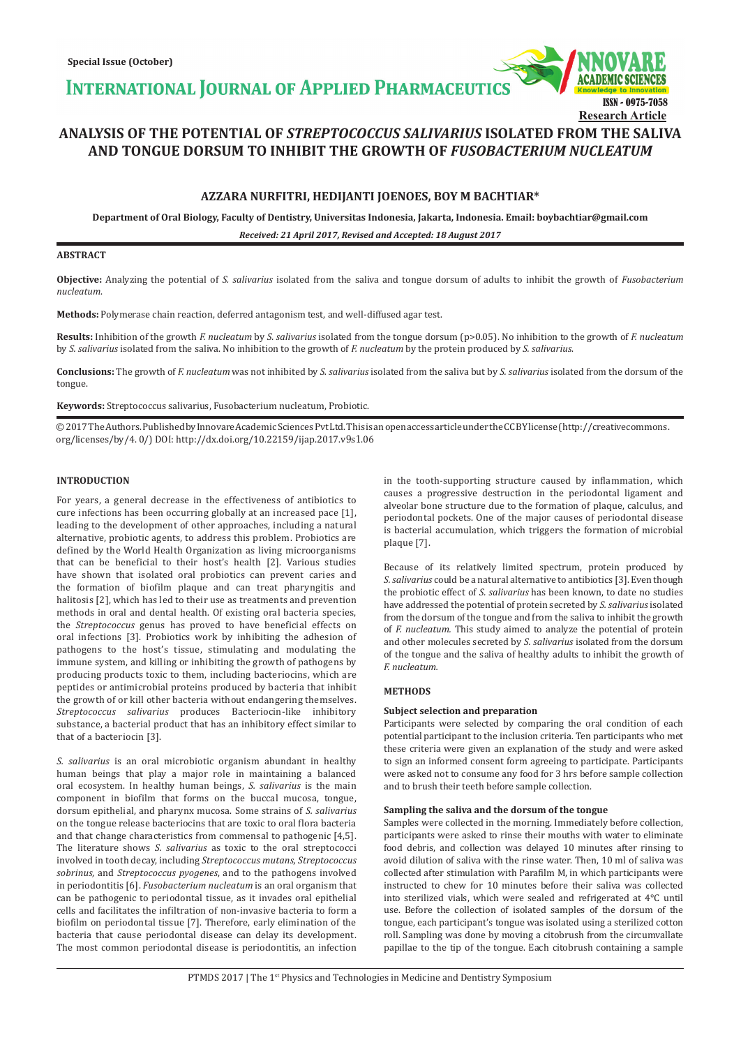# ANALYSIS OF THE POTENTIAL OF *STREPTOCOCCUS SALIVARIUS* ISOLATED FROM THE SALIVA AND TONGUE DORSUM TO INHIBIT THE GROWTH OF *FUSOBACTERIUM NUCLEATUM*

**AZZARA NURFITRI, HEDIJANTI JOENOES, BOY M BACHTIAR***

**Department of Oral Biology, Faculty of Dentistry, Universitas Indonesia, Jakarta, Indonesia. Email: boybachtiar@gmail.com**

***Received: 21 April 2017, Revised and Accepted: 18 August 2017***

## ABSTRACT

**Objective:** Analyzing the potential of *S. salivarius* isolated from the saliva and tongue dorsum of adults to inhibit the growth of *Fusobacterium nucleatum*.

**Methods:** Polymerase chain reaction, deferred antagonism test, and well-diffused agar test.

**Results:** Inhibition of the growth *F. nucleatum* by *S. salivarius* isolated from the tongue dorsum ($p>0.05$). No inhibition to the growth of *F. nucleatum* by *S. salivarius* isolated from the saliva. No inhibition to the growth of *F. nucleatum* by the protein produced by *S. salivarius*.

**Conclusions:** The growth of *F. nucleatum* was not inhibited by *S. salivarius* isolated from the saliva but by *S. salivarius* isolated from the dorsum of the tongue.

**Keywords:** Streptococcus salivarius, Fusobacterium nucleatum, Probiotic.

© 2017 The Authors. Published by Innovare Academic Sciences Pvt Ltd. This is an open access article under the CC BY license (http://creativecommons.org/licenses/by/4.0/) DOI: http://dx.doi.org/10.22159/ijap.2017.v9s1.06

## INTRODUCTION

For years, a general decrease in the effectiveness of antibiotics to cure infections has been occurring globally at an increased pace [1], leading to the development of other approaches, including a natural alternative, probiotic agents, to address this problem. Probiotics are defined by the World Health Organization as living microorganisms that can be beneficial to their host's health [2]. Various studies have shown that isolated oral probiotics can prevent caries and the formation of biofilm plaque and can treat pharyngitis and halitosis [2], which has led to their use as treatments and prevention methods in oral and dental health. Of existing oral bacteria species, the *Streptococcus* genus has proved to have beneficial effects on oral infections [3]. Probiotics work by inhibiting the adhesion of pathogens to the host's tissue, stimulating and modulating the immune system, and killing or inhibiting the growth of pathogens by producing products toxic to them, including bacteriocins, which are peptides or antimicrobial proteins produced by bacteria that inhibit the growth of or kill other bacteria without endangering themselves. *Streptococcus salivarius* produces Bacteriocin-like inhibitory substance, a bacterial product that has an inhibitory effect similar to that of a bacteriocin [3].

*S. salivarius* is an oral microbiotic organism abundant in healthy human beings that play a major role in maintaining a balanced oral ecosystem. In healthy human beings, *S. salivarius* is the main component in biofilm that forms on the buccal mucosa, tongue, dorsum epithelial, and pharynx mucosa. Some strains of *S. salivarius* on the tongue release bacteriocins that are toxic to oral flora bacteria and that change characteristics from commensal to pathogenic [4,5]. The literature shows *S. salivarius* as toxic to the oral streptococci involved in tooth decay, including *Streptococcus mutans, Streptococcus sobrinus,* and *Streptococcus pyogenes*, and to the pathogens involved in periodontitis [6]. *Fusobacterium nucleatum* is an oral organism that can be pathogenic to periodontal tissue, as it invades oral epithelial cells and facilitates the infiltration of non-invasive bacteria to form a biofilm on periodontal tissue [7]. Therefore, early elimination of the bacteria that cause periodontal disease can delay its development. The most common periodontal disease is periodontitis, an infection in the tooth-supporting structure caused by inflammation, which causes a progressive destruction in the periodontal ligament and alveolar bone structure due to the formation of plaque, calculus, and periodontal pockets. One of the major causes of periodontal disease is bacterial accumulation, which triggers the formation of microbial plaque [7].

Because of its relatively limited spectrum, protein produced by *S. salivarius* could be a natural alternative to antibiotics [3]. Even though the probiotic effect of *S. salivarius* has been known, to date no studies have addressed the potential of protein secreted by *S. salivarius* isolated from the dorsum of the tongue and from the saliva to inhibit the growth of *F. nucleatum*. This study aimed to analyze the potential of protein and other molecules secreted by *S. salivarius* isolated from the dorsum of the tongue and the saliva of healthy adults to inhibit the growth of *F. nucleatum*.

## METHODS

### Subject selection and preparation

Participants were selected by comparing the oral condition of each potential participant to the inclusion criteria. Ten participants who met these criteria were given an explanation of the study and were asked to sign an informed consent form agreeing to participate. Participants were asked not to consume any food for 3 hrs before sample collection and to brush their teeth before sample collection.

### Sampling the saliva and the dorsum of the tongue

Samples were collected in the morning. Immediately before collection, participants were asked to rinse their mouths with water to eliminate food debris, and collection was delayed 10 minutes after rinsing to avoid dilution of saliva with the rinse water. Then, 10 ml of saliva was collected after stimulation with Parafilm M, in which participants were instructed to chew for 10 minutes before their saliva was collected into sterilized vials, which were sealed and refrigerated at 4°C until use. Before the collection of isolated samples of the dorsum of the tongue, each participant's tongue was isolated using a sterilized cotton roll. Sampling was done by moving a citobrush from the circumvallate papillae to the tip of the tongue. Each citobrush containing a sample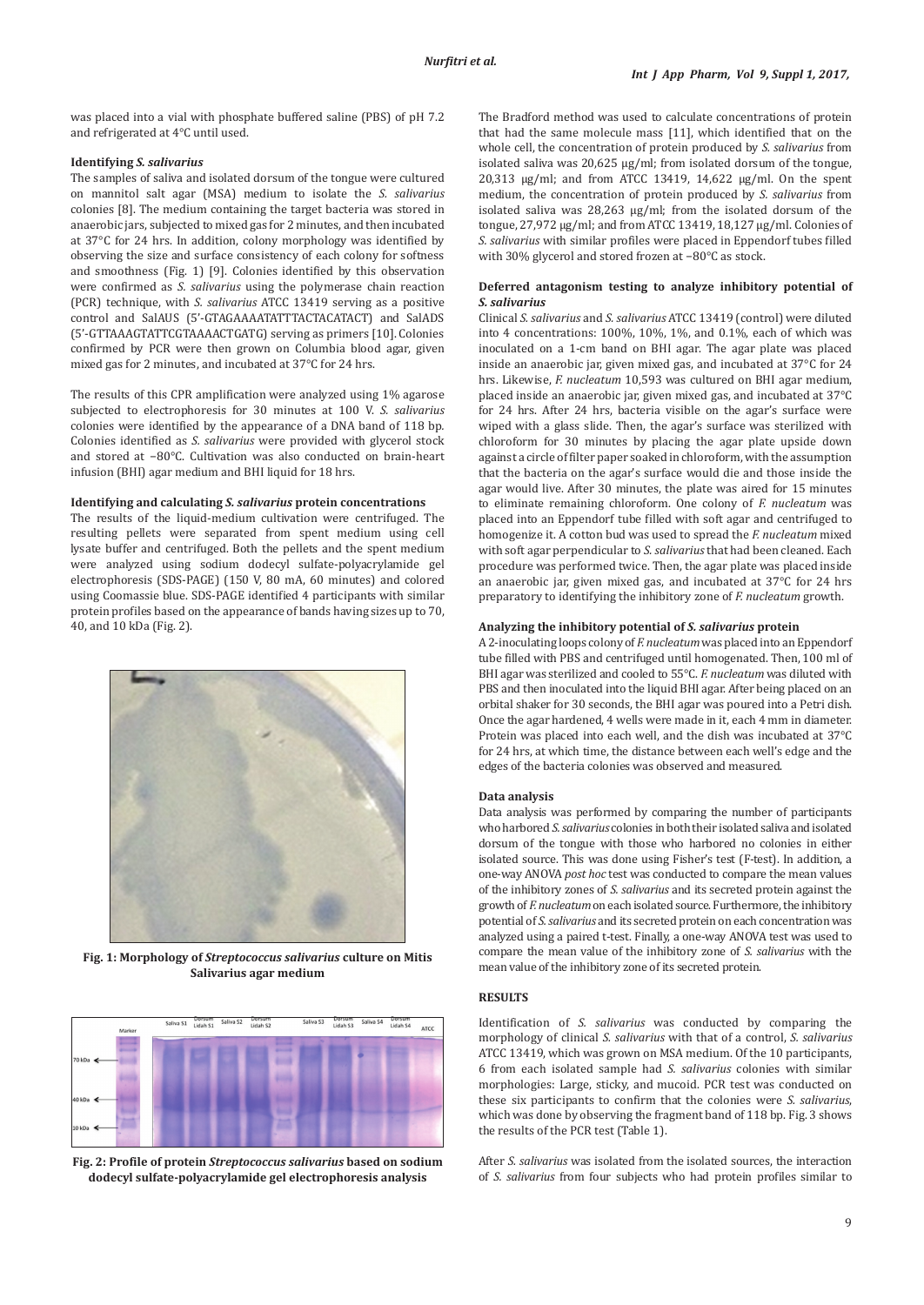was placed into a vial with phosphate buffered saline (PBS) of pH 7.2 and refrigerated at 4°C until used.

**Identifying *S. salivarius***

The samples of saliva and isolated dorsum of the tongue were cultured on mannitol salt agar (MSA) medium to isolate the *S. salivarius* colonies [8]. The medium containing the target bacteria was stored in anaerobic jars, subjected to mixed gas for 2 minutes, and then incubated at 37°C for 24 hrs. In addition, colony morphology was identified by observing the size and surface consistency of each colony for softness and smoothness (Fig. 1) [9]. Colonies identified by this observation were confirmed as *S. salivarius* using the polymerase chain reaction (PCR) technique, with *S. salivarius* ATCC 13419 serving as a positive control and SalAUS (5'-GTAGAAAATATTTACTACATACT) and SalADS (5'-GTTAAAGTATTCGTAAAACTGATG) serving as primers [10]. Colonies confirmed by PCR were then grown on Columbia blood agar, given mixed gas for 2 minutes, and incubated at 37°C for 24 hrs.

The results of this CPR amplification were analyzed using 1% agarose subjected to electrophoresis for 30 minutes at 100 V. *S. salivarius* colonies were identified by the appearance of a DNA band of 118 bp. Colonies identified as *S. salivarius* were provided with glycerol stock and stored at −80°C. Cultivation was also conducted on brain-heart infusion (BHI) agar medium and BHI liquid for 18 hrs.

**Identifying and calculating *S. salivarius* protein concentrations**

The results of the liquid-medium cultivation were centrifuged. The resulting pellets were separated from spent medium using cell lysate buffer and centrifuged. Both the pellets and the spent medium were analyzed using sodium dodecyl sulfate-polyacrylamide gel electrophoresis (SDS-PAGE) (150 V, 80 mA, 60 minutes) and colored using Coomassie blue. SDS-PAGE identified 4 participants with similar protein profiles based on the appearance of bands having sizes up to 70, 40, and 10 kDa (Fig. 2).

**Fig. 1: Morphology of *Streptococcus salivarius* culture on Mitis Salivarius agar medium**

**Fig. 2: Profile of protein *Streptococcus salivarius* based on sodium dodecyl sulfate-polyacrylamide gel electrophoresis analysis**

The Bradford method was used to calculate concentrations of protein that had the same molecule mass [11], which identified that on the whole cell, the concentration of protein produced by *S. salivarius* from isolated saliva was 20,625 μg/ml; from isolated dorsum of the tongue, 20,313 μg/ml; and from ATCC 13419, 14,622 μg/ml. On the spent medium, the concentration of protein produced by *S. salivarius* from isolated saliva was 28,263 μg/ml; from the isolated dorsum of the tongue, 27,972 μg/ml; and from ATCC 13419, 18,127 μg/ml. Colonies of *S. salivarius* with similar profiles were placed in Eppendorf tubes filled with 30% glycerol and stored frozen at −80°C as stock.

**Deferred antagonism testing to analyze inhibitory potential of *S. salivarius***

Clinical *S. salivarius* and *S. salivarius* ATCC 13419 (control) were diluted into 4 concentrations: 100%, 10%, 1%, and 0.1%, each of which was inoculated on a 1-cm band on BHI agar. The agar plate was placed inside an anaerobic jar, given mixed gas, and incubated at 37°C for 24 hrs. Likewise, *F. nucleatum* 10,593 was cultured on BHI agar medium, placed inside an anaerobic jar, given mixed gas, and incubated at 37°C for 24 hrs. After 24 hrs, bacteria visible on the agar's surface were wiped with a glass slide. Then, the agar's surface was sterilized with chloroform for 30 minutes by placing the agar plate upside down against a circle of filter paper soaked in chloroform, with the assumption that the bacteria on the agar's surface would die and those inside the agar would live. After 30 minutes, the plate was aired for 15 minutes to eliminate remaining chloroform. One colony of *F. nucleatum* was placed into an Eppendorf tube filled with soft agar and centrifuged to homogenize it. A cotton bud was used to spread the *F. nucleatum* mixed with soft agar perpendicular to *S. salivarius* that had been cleaned. Each procedure was performed twice. Then, the agar plate was placed inside an anaerobic jar, given mixed gas, and incubated at 37°C for 24 hrs preparatory to identifying the inhibitory zone of *F. nucleatum* growth.

**Analyzing the inhibitory potential of *S. salivarius* protein**

A 2-inoculating loops colony of *F. nucleatum* was placed into an Eppendorf tube filled with PBS and centrifuged until homogenated. Then, 100 ml of BHI agar was sterilized and cooled to 55°C. *F. nucleatum* was diluted with PBS and then inoculated into the liquid BHI agar. After being placed on an orbital shaker for 30 seconds, the BHI agar was poured into a Petri dish. Once the agar hardened, 4 wells were made in it, each 4 mm in diameter. Protein was placed into each well, and the dish was incubated at 37°C for 24 hrs, at which time, the distance between each well's edge and the edges of the bacteria colonies was observed and measured.

**Data analysis**

Data analysis was performed by comparing the number of participants who harbored *S. salivarius* colonies in both their isolated saliva and isolated dorsum of the tongue with those who harbored no colonies in either isolated source. This was done using Fisher's test (F-test). In addition, a one-way ANOVA *post hoc* test was conducted to compare the mean values of the inhibitory zones of *S. salivarius* and its secreted protein against the growth of *F. nucleatum* on each isolated source. Furthermore, the inhibitory potential of *S. salivarius* and its secreted protein on each concentration was analyzed using a paired t-test. Finally, a one-way ANOVA test was used to compare the mean value of the inhibitory zone of *S. salivarius* with the mean value of the inhibitory zone of its secreted protein.

## RESULTS

Identification of *S. salivarius* was conducted by comparing the morphology of clinical *S. salivarius* with that of a control, *S. salivarius* ATCC 13419, which was grown on MSA medium. Of the 10 participants, 6 from each isolated sample had *S. salivarius* colonies with similar morphologies: Large, sticky, and mucoid. PCR test was conducted on these six participants to confirm that the colonies were *S. salivarius*, which was done by observing the fragment band of 118 bp. Fig. 3 shows the results of the PCR test (Table 1).

After *S. salivarius* was isolated from the isolated sources, the interaction of *S. salivarius* from four subjects who had protein profiles similar to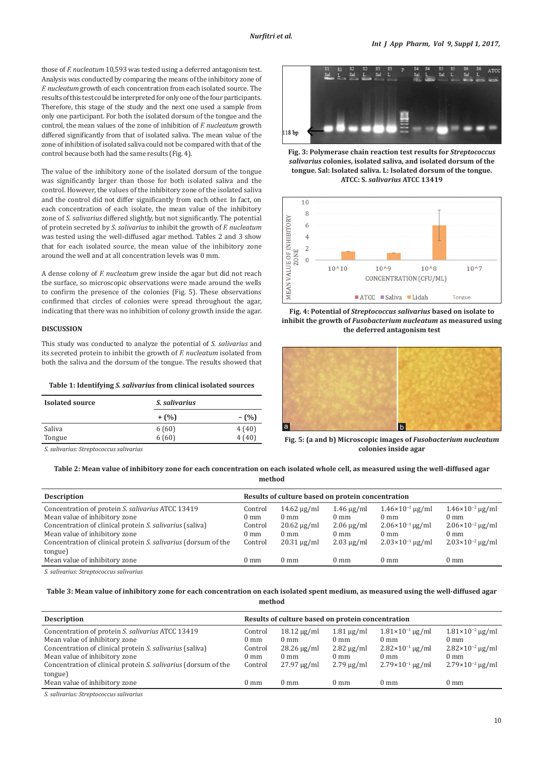those of *F. nucleatum* 10,593 was tested using a deferred antagonism test. Analysis was conducted by comparing the means of the inhibitory zone of *F. nucleatum* growth of each concentration from each isolated source. The results of this test could be interpreted for only one of the four participants. Therefore, this stage of the study and the next one used a sample from only one participant. For both the isolated dorsum of the tongue and the control, the mean values of the zone of inhibition of *F. nucleatum* growth differed significantly from that of isolated saliva. The mean value of the zone of inhibition of isolated saliva could not be compared with that of the control because both had the same results (Fig. 4).

The value of the inhibitory zone of the isolated dorsum of the tongue was significantly larger than those for both isolated saliva and the control. However, the values of the inhibitory zone of the isolated saliva and the control did not differ significantly from each other. In fact, on each concentration of each isolate, the mean value of the inhibitory zone of *S. salivarius* differed slightly, but not significantly. The potential of protein secreted by *S. salivarius* to inhibit the growth of *F. nucleatum* was tested using the well-diffused agar method. Tables 2 and 3 show that for each isolated source, the mean value of the inhibitory zone around the well and at all concentration levels was 0 mm.

A dense colony of *F. nucleatum* grew inside the agar but did not reach the surface, so microscopic observations were made around the wells to confirm the presence of the colonies (Fig. 5). These observations confirmed that circles of colonies were spread throughout the agar, indicating that there was no inhibition of colony growth inside the agar.

## DISCUSSION

This study was conducted to analyze the potential of *S. salivarius* and its secreted protein to inhibit the growth of *F. nucleatum* isolated from both the saliva and the dorsum of the tongue. The results showed that

**Table 1: Identifying *S. salivarius* from clinical isolated sources**

| Isolated source | *S. salivarius* | |
|---|---|---|
| | + (%) | − (%) |
| Saliva | 6 (60) | 4 (40) |
| Tongue | 6 (60) | 4 (40) |

*S. salivarius: Streptococcus salivarius*

**Fig. 3: Polymerase chain reaction test results for *Streptococcus salivarius* colonies, isolated saliva, and isolated dorsum of the tongue. Sal: Isolated saliva. L: Isolated dorsum of the tongue. ATCC: S. *salivarius* ATCC 13419**

**Fig. 4: Potential of *Streptococcus salivarius* based on isolate to inhibit the growth of *Fusobacterium nucleatum* as measured using the deferred antagonism test**

**Fig. 5: (a and b) Microscopic images of *Fusobacterium nucleatum* colonies inside agar**

**Table 2: Mean value of inhibitory zone for each concentration on each isolated whole cell, as measured using the well-diffused agar method**

| Description | Results of culture based on protein concentration | | | | |
|---|---|---|---|---|---|
| Concentration of protein *S. salivarius* ATCC 13419 | Control | 14.62 µg/ml | 1.46 µg/ml | $1.46\times10^{-1}$ µg/ml | $1.46\times10^{-2}$ µg/ml |
| Mean value of inhibitory zone | 0 mm | 0 mm | 0 mm | 0 mm | 0 mm |
| Concentration of clinical protein *S. salivarius* (saliva) | Control | 20.62 µg/ml | 2.06 µg/ml | $2.06\times10^{-1}$ µg/ml | $2.06\times10^{-2}$ µg/ml |
| Mean value of inhibitory zone | 0 mm | 0 mm | 0 mm | 0 mm | 0 mm |
| Concentration of clinical protein *S. salivarius* (dorsum of the tongue) | Control | 20.31 µg/ml | 2.03 µg/ml | $2.03\times10^{-1}$ µg/ml | $2.03\times10^{-2}$ µg/ml |
| Mean value of inhibitory zone | 0 mm | 0 mm | 0 mm | 0 mm | 0 mm |

*S. salivarius: Streptococcus salivarius*

**Table 3: Mean value of inhibitory zone for each concentration on each isolated spent medium, as measured using the well-diffused agar method**

| Description | Results of culture based on protein concentration | | | | |
|---|---|---|---|---|---|
| Concentration of protein *S. salivarius* ATCC 13419 | Control | 18.12 µg/ml | 1.81 µg/ml | $1.81\times10^{-1}$ µg/ml | $1.81\times10^{-2}$ µg/ml |
| Mean value of inhibitory zone | 0 mm | 0 mm | 0 mm | 0 mm | 0 mm |
| Concentration of clinical protein *S. salivarius* (saliva) | Control | 28.26 µg/ml | 2.82 µg/ml | $2.82\times10^{-1}$ µg/ml | $2.82\times10^{-2}$ µg/ml |
| Mean value of inhibitory zone | 0 mm | 0 mm | 0 mm | 0 mm | 0 mm |
| Concentration of clinical protein *S. salivarius* (dorsum of the tongue) | Control | 27.97 µg/ml | 2.79 µg/ml | $2.79\times10^{-1}$ µg/ml | $2.79\times10^{-2}$ µg/ml |
| Mean value of inhibitory zone | 0 mm | 0 mm | 0 mm | 0 mm | 0 mm |

*S. salivarius: Streptococcus salivarius*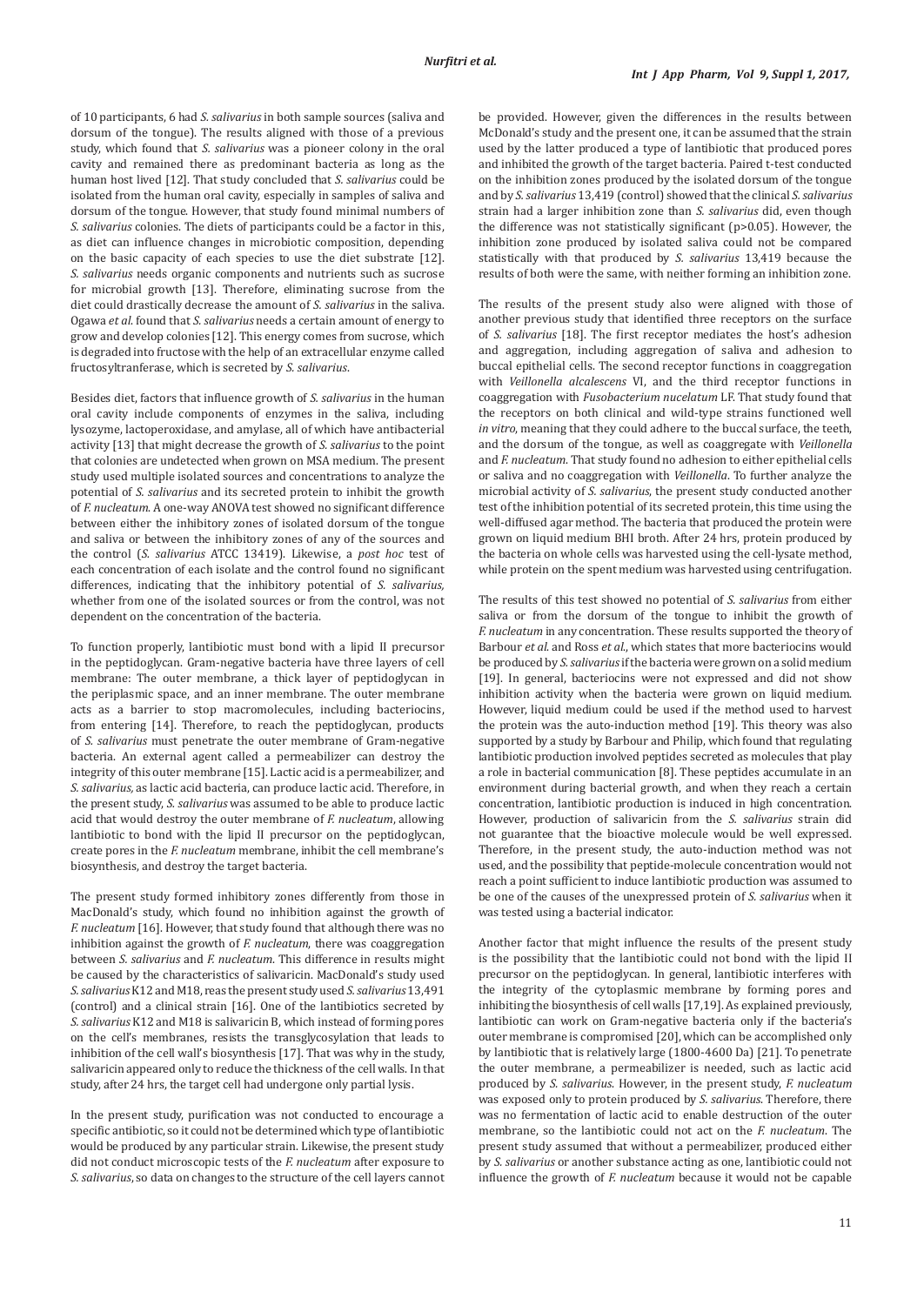of 10 participants, 6 had *S. salivarius* in both sample sources (saliva and dorsum of the tongue). The results aligned with those of a previous study, which found that *S. salivarius* was a pioneer colony in the oral cavity and remained there as predominant bacteria as long as the human host lived [12]. That study concluded that *S. salivarius* could be isolated from the human oral cavity, especially in samples of saliva and dorsum of the tongue. However, that study found minimal numbers of *S. salivarius* colonies. The diets of participants could be a factor in this, as diet can influence changes in microbiotic composition, depending on the basic capacity of each species to use the diet substrate [12]. *S. salivarius* needs organic components and nutrients such as sucrose for microbial growth [13]. Therefore, eliminating sucrose from the diet could drastically decrease the amount of *S. salivarius* in the saliva. Ogawa *et al.* found that *S. salivarius* needs a certain amount of energy to grow and develop colonies [12]. This energy comes from sucrose, which is degraded into fructose with the help of an extracellular enzyme called fructosyltranferase, which is secreted by *S. salivarius*.

Besides diet, factors that influence growth of *S. salivarius* in the human oral cavity include components of enzymes in the saliva, including lysozyme, lactoperoxidase, and amylase, all of which have antibacterial activity [13] that might decrease the growth of *S. salivarius* to the point that colonies are undetected when grown on MSA medium. The present study used multiple isolated sources and concentrations to analyze the potential of *S. salivarius* and its secreted protein to inhibit the growth of *F. nucleatum*. A one-way ANOVA test showed no significant difference between either the inhibitory zones of isolated dorsum of the tongue and saliva or between the inhibitory zones of any of the sources and the control (*S. salivarius* ATCC 13419). Likewise, a *post hoc* test of each concentration of each isolate and the control found no significant differences, indicating that the inhibitory potential of *S. salivarius,* whether from one of the isolated sources or from the control, was not dependent on the concentration of the bacteria.

To function properly, lantibiotic must bond with a lipid II precursor in the peptidoglycan. Gram-negative bacteria have three layers of cell membrane: The outer membrane, a thick layer of peptidoglycan in the periplasmic space, and an inner membrane. The outer membrane acts as a barrier to stop macromolecules, including bacteriocins, from entering [14]. Therefore, to reach the peptidoglycan, products of *S. salivarius* must penetrate the outer membrane of Gram-negative bacteria. An external agent called a permeabilizer can destroy the integrity of this outer membrane [15]. Lactic acid is a permeabilizer, and *S. salivarius,* as lactic acid bacteria, can produce lactic acid. Therefore, in the present study, *S. salivarius* was assumed to be able to produce lactic acid that would destroy the outer membrane of *F. nucleatum*, allowing lantibiotic to bond with the lipid II precursor on the peptidoglycan, create pores in the *F. nucleatum* membrane, inhibit the cell membrane's biosynthesis, and destroy the target bacteria.

The present study formed inhibitory zones differently from those in MacDonald's study, which found no inhibition against the growth of *F. nucleatum* [16]. However, that study found that although there was no inhibition against the growth of *F. nucleatum*, there was coaggregation between *S. salivarius* and *F. nucleatum*. This difference in results might be caused by the characteristics of salivaricin. MacDonald's study used *S. salivarius* K12 and M18, reas the present study used *S. salivarius* 13,491 (control) and a clinical strain [16]. One of the lantibiotics secreted by *S. salivarius* K12 and M18 is salivaricin B, which instead of forming pores on the cell's membranes, resists the transglycosylation that leads to inhibition of the cell wall's biosynthesis [17]. That was why in the study, salivaricin appeared only to reduce the thickness of the cell walls. In that study, after 24 hrs, the target cell had undergone only partial lysis.

In the present study, purification was not conducted to encourage a specific antibiotic, so it could not be determined which type of lantibiotic would be produced by any particular strain. Likewise, the present study did not conduct microscopic tests of the *F. nucleatum* after exposure to *S. salivarius*, so data on changes to the structure of the cell layers cannot be provided. However, given the differences in the results between McDonald's study and the present one, it can be assumed that the strain used by the latter produced a type of lantibiotic that produced pores and inhibited the growth of the target bacteria. Paired t-test conducted on the inhibition zones produced by the isolated dorsum of the tongue and by *S. salivarius* 13,419 (control) showed that the clinical *S. salivarius* strain had a larger inhibition zone than *S. salivarius* did, even though the difference was not statistically significant ($p>0.05$). However, the inhibition zone produced by isolated saliva could not be compared statistically with that produced by *S. salivarius* 13,419 because the results of both were the same, with neither forming an inhibition zone.

The results of the present study also were aligned with those of another previous study that identified three receptors on the surface of *S. salivarius* [18]. The first receptor mediates the host's adhesion and aggregation, including aggregation of saliva and adhesion to buccal epithelial cells. The second receptor functions in coaggregation with *Veillonella alcalescens* VI, and the third receptor functions in coaggregation with *Fusobacterium nucelatum* LF. That study found that the receptors on both clinical and wild-type strains functioned well *in vitro*, meaning that they could adhere to the buccal surface, the teeth, and the dorsum of the tongue, as well as coaggregate with *Veillonella* and *F. nucleatum*. That study found no adhesion to either epithelial cells or saliva and no coaggregation with *Veillonella*. To further analyze the microbial activity of *S. salivarius*, the present study conducted another test of the inhibition potential of its secreted protein, this time using the well-diffused agar method. The bacteria that produced the protein were grown on liquid medium BHI broth. After 24 hrs, protein produced by the bacteria on whole cells was harvested using the cell-lysate method, while protein on the spent medium was harvested using centrifugation.

The results of this test showed no potential of *S. salivarius* from either saliva or from the dorsum of the tongue to inhibit the growth of *F. nucleatum* in any concentration. These results supported the theory of Barbour *et al.* and Ross *et al.*, which states that more bacteriocins would be produced by *S. salivarius* if the bacteria were grown on a solid medium [19]. In general, bacteriocins were not expressed and did not show inhibition activity when the bacteria were grown on liquid medium. However, liquid medium could be used if the method used to harvest the protein was the auto-induction method [19]. This theory was also supported by a study by Barbour and Philip, which found that regulating lantibiotic production involved peptides secreted as molecules that play a role in bacterial communication [8]. These peptides accumulate in an environment during bacterial growth, and when they reach a certain concentration, lantibiotic production is induced in high concentration. However, production of salivaricin from the *S. salivarius* strain did not guarantee that the bioactive molecule would be well expressed. Therefore, in the present study, the auto-induction method was not used, and the possibility that peptide-molecule concentration would not reach a point sufficient to induce lantibiotic production was assumed to be one of the causes of the unexpressed protein of *S. salivarius* when it was tested using a bacterial indicator.

Another factor that might influence the results of the present study is the possibility that the lantibiotic could not bond with the lipid II precursor on the peptidoglycan. In general, lantibiotic interferes with the integrity of the cytoplasmic membrane by forming pores and inhibiting the biosynthesis of cell walls [17,19]. As explained previously, lantibiotic can work on Gram-negative bacteria only if the bacteria's outer membrane is compromised [20], which can be accomplished only by lantibiotic that is relatively large (1800-4600 Da) [21]. To penetrate the outer membrane, a permeabilizer is needed, such as lactic acid produced by *S. salivarius*. However, in the present study, *F. nucleatum* was exposed only to protein produced by *S. salivarius*. Therefore, there was no fermentation of lactic acid to enable destruction of the outer membrane, so the lantibiotic could not act on the *F. nucleatum*. The present study assumed that without a permeabilizer, produced either by *S. salivarius* or another substance acting as one, lantibiotic could not influence the growth of *F. nucleatum* because it would not be capable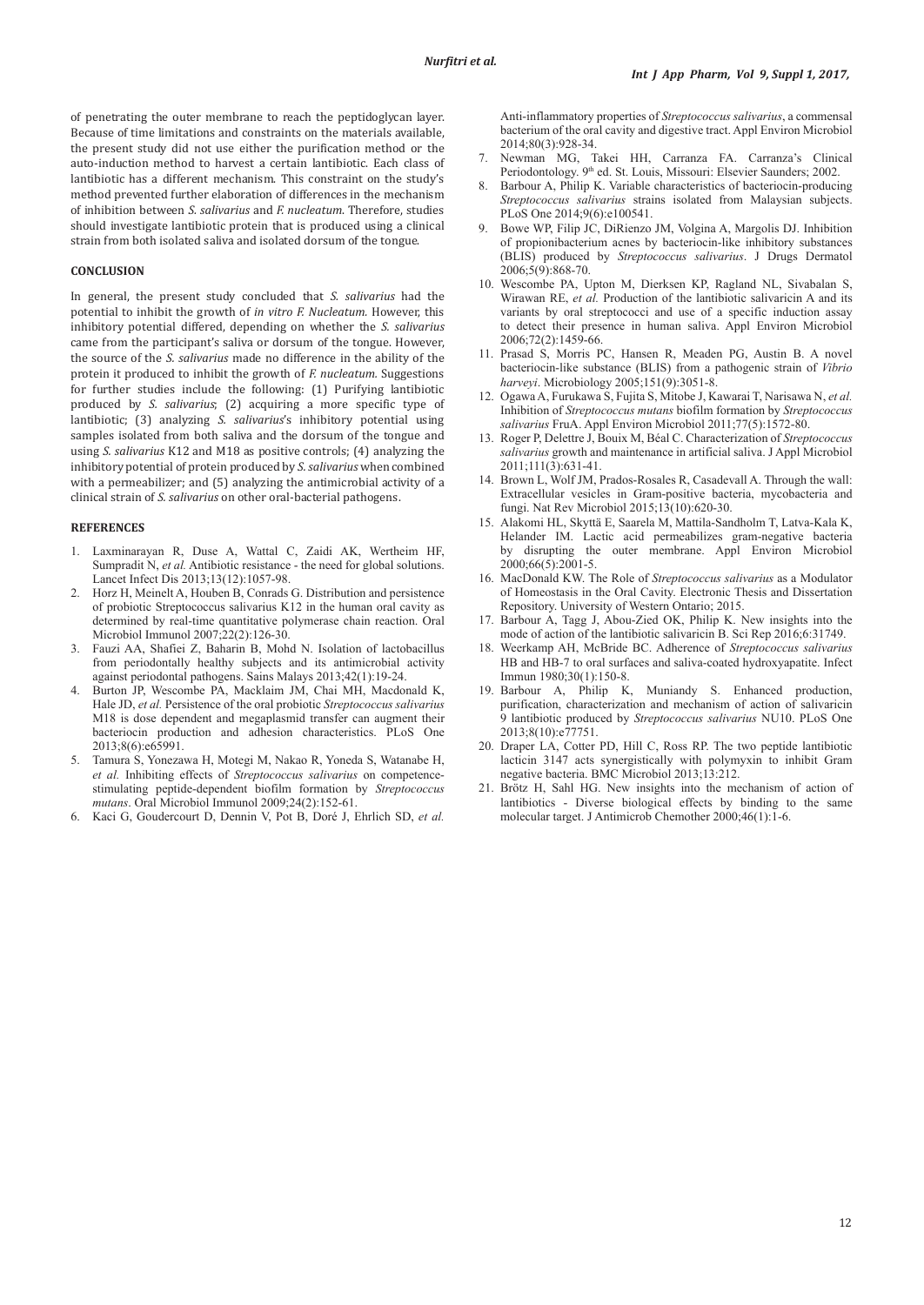of penetrating the outer membrane to reach the peptidoglycan layer. Because of time limitations and constraints on the materials available, the present study did not use either the purification method or the auto-induction method to harvest a certain lantibiotic. Each class of lantibiotic has a different mechanism. This constraint on the study's method prevented further elaboration of differences in the mechanism of inhibition between *S. salivarius* and *F. nucleatum*. Therefore, studies should investigate lantibiotic protein that is produced using a clinical strain from both isolated saliva and isolated dorsum of the tongue.

## CONCLUSION

In general, the present study concluded that *S. salivarius* had the potential to inhibit the growth of *in vitro F. Nucleatum*. However, this inhibitory potential differed, depending on whether the *S. salivarius* came from the participant's saliva or dorsum of the tongue. However, the source of the *S. salivarius* made no difference in the ability of the protein it produced to inhibit the growth of *F. nucleatum*. Suggestions for further studies include the following: (1) Purifying lantibiotic produced by *S. salivarius*; (2) acquiring a more specific type of lantibiotic; (3) analyzing *S. salivarius*'s inhibitory potential using samples isolated from both saliva and the dorsum of the tongue and using *S. salivarius* K12 and M18 as positive controls; (4) analyzing the inhibitory potential of protein produced by *S. salivarius* when combined with a permeabilizer; and (5) analyzing the antimicrobial activity of a clinical strain of *S. salivarius* on other oral-bacterial pathogens.

## REFERENCES

1. Laxminarayan R, Duse A, Wattal C, Zaidi AK, Wertheim HF, Sumpradit N, *et al.* Antibiotic resistance - the need for global solutions. Lancet Infect Dis 2013;13(12):1057-98.
2. Horz H, Meinelt A, Houben B, Conrads G. Distribution and persistence of probiotic Streptococcus salivarius K12 in the human oral cavity as determined by real-time quantitative polymerase chain reaction. Oral Microbiol Immunol 2007;22(2):126-30.
3. Fauzi AA, Shafiei Z, Baharin B, Mohd N. Isolation of lactobacillus from periodontally healthy subjects and its antimicrobial activity against periodontal pathogens. Sains Malays 2013;42(1):19-24.
4. Burton JP, Wescombe PA, Macklaim JM, Chai MH, Macdonald K, Hale JD, *et al.* Persistence of the oral probiotic *Streptococcus salivarius* M18 is dose dependent and megaplasmid transfer can augment their bacteriocin production and adhesion characteristics. PLoS One 2013;8(6):e65991.
5. Tamura S, Yonezawa H, Motegi M, Nakao R, Yoneda S, Watanabe H, *et al.* Inhibiting effects of *Streptococcus salivarius* on competence-stimulating peptide-dependent biofilm formation by *Streptococcus mutans*. Oral Microbiol Immunol 2009;24(2):152-61.
6. Kaci G, Goudercourt D, Dennin V, Pot B, Doré J, Ehrlich SD, *et al.* Anti-inflammatory properties of *Streptococcus salivarius*, a commensal bacterium of the oral cavity and digestive tract. Appl Environ Microbiol 2014;80(3):928-34.
7. Newman MG, Takei HH, Carranza FA. Carranza's Clinical Periodontology. 9th ed. St. Louis, Missouri: Elsevier Saunders; 2002.
8. Barbour A, Philip K. Variable characteristics of bacteriocin-producing *Streptococcus salivarius* strains isolated from Malaysian subjects. PLoS One 2014;9(6):e100541.
9. Bowe WP, Filip JC, DiRienzo JM, Volgina A, Margolis DJ. Inhibition of propionibacterium acnes by bacteriocin-like inhibitory substances (BLIS) produced by *Streptococcus salivarius*. J Drugs Dermatol 2006;5(9):868-70.
10. Wescombe PA, Upton M, Dierksen KP, Ragland NL, Sivabalan S, Wirawan RE, *et al.* Production of the lantibiotic salivaricin A and its variants by oral streptococci and use of a specific induction assay to detect their presence in human saliva. Appl Environ Microbiol 2006;72(2):1459-66.
11. Prasad S, Morris PC, Hansen R, Meaden PG, Austin B. A novel bacteriocin-like substance (BLIS) from a pathogenic strain of *Vibrio harveyi*. Microbiology 2005;151(9):3051-8.
12. Ogawa A, Furukawa S, Fujita S, Mitobe J, Kawarai T, Narisawa N, *et al.* Inhibition of *Streptococcus mutans* biofilm formation by *Streptococcus salivarius* FruA. Appl Environ Microbiol 2011;77(5):1572-80.
13. Roger P, Delettre J, Bouix M, Béal C. Characterization of *Streptococcus salivarius* growth and maintenance in artificial saliva. J Appl Microbiol 2011;111(3):631-41.
14. Brown L, Wolf JM, Prados-Rosales R, Casadevall A. Through the wall: Extracellular vesicles in Gram-positive bacteria, mycobacteria and fungi. Nat Rev Microbiol 2015;13(10):620-30.
15. Alakomi HL, Skyttä E, Saarela M, Mattila-Sandholm T, Latva-Kala K, Helander IM. Lactic acid permeabilizes gram-negative bacteria by disrupting the outer membrane. Appl Environ Microbiol 2000;66(5):2001-5.
16. MacDonald KW. The Role of *Streptococcus salivarius* as a Modulator of Homeostasis in the Oral Cavity. Electronic Thesis and Dissertation Repository. University of Western Ontario; 2015.
17. Barbour A, Tagg J, Abou-Zied OK, Philip K. New insights into the mode of action of the lantibiotic salivaricin B. Sci Rep 2016;6:31749.
18. Weerkamp AH, McBride BC. Adherence of *Streptococcus salivarius* HB and HB-7 to oral surfaces and saliva-coated hydroxyapatite. Infect Immun 1980;30(1):150-8.
19. Barbour A, Philip K, Muniandy S. Enhanced production, purification, characterization and mechanism of action of salivaricin 9 lantibiotic produced by *Streptococcus salivarius* NU10. PLoS One 2013;8(10):e77751.
20. Draper LA, Cotter PD, Hill C, Ross RP. The two peptide lantibiotic lacticin 3147 acts synergistically with polymyxin to inhibit Gram negative bacteria. BMC Microbiol 2013;13:212.
21. Brötz H, Sahl HG. New insights into the mechanism of action of lantibiotics - Diverse biological effects by binding to the same molecular target. J Antimicrob Chemother 2000;46(1):1-6.